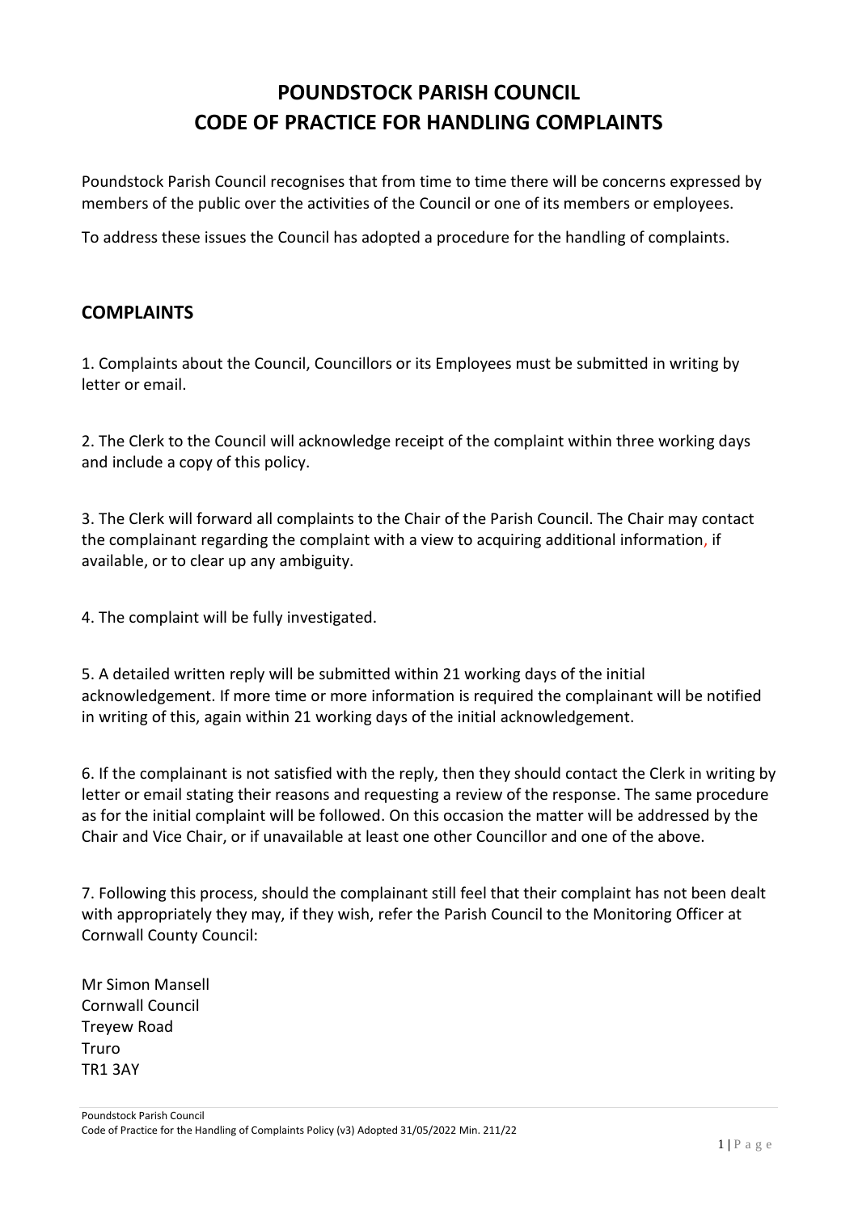# POUNDSTOCK PARISH COUNCIL
# CODE OF PRACTICE FOR HANDLING COMPLAINTS

Poundstock Parish Council recognises that from time to time there will be concerns expressed by members of the public over the activities of the Council or one of its members or employees.

To address these issues the Council has adopted a procedure for the handling of complaints.

## COMPLAINTS

1. Complaints about the Council, Councillors or its Employees must be submitted in writing by letter or email.

2. The Clerk to the Council will acknowledge receipt of the complaint within three working days and include a copy of this policy.

3. The Clerk will forward all complaints to the Chair of the Parish Council. The Chair may contact the complainant regarding the complaint with a view to acquiring additional information, if available, or to clear up any ambiguity.

4. The complaint will be fully investigated.

5. A detailed written reply will be submitted within 21 working days of the initial acknowledgement. If more time or more information is required the complainant will be notified in writing of this, again within 21 working days of the initial acknowledgement.

6. If the complainant is not satisfied with the reply, then they should contact the Clerk in writing by letter or email stating their reasons and requesting a review of the response. The same procedure as for the initial complaint will be followed. On this occasion the matter will be addressed by the Chair and Vice Chair, or if unavailable at least one other Councillor and one of the above.

7. Following this process, should the complainant still feel that their complaint has not been dealt with appropriately they may, if they wish, refer the Parish Council to the Monitoring Officer at Cornwall County Council:

Mr Simon Mansell
Cornwall Council
Treyew Road
Truro
TR1 3AY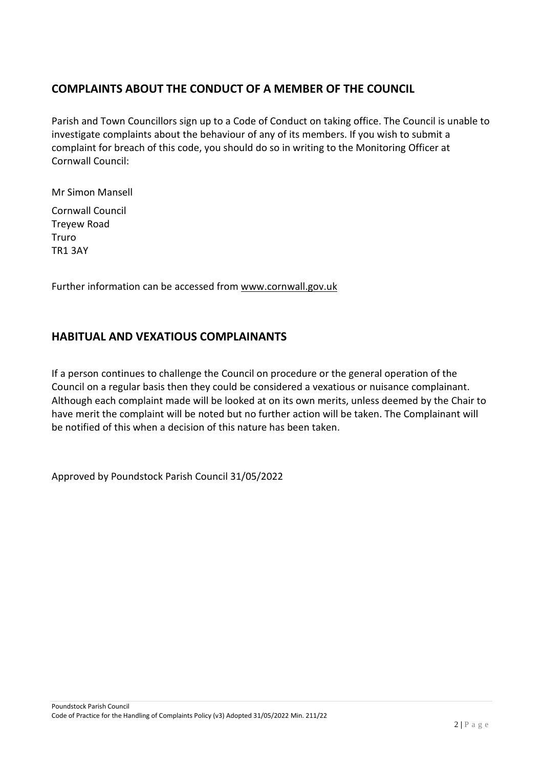## COMPLAINTS ABOUT THE CONDUCT OF A MEMBER OF THE COUNCIL

Parish and Town Councillors sign up to a Code of Conduct on taking office. The Council is unable to investigate complaints about the behaviour of any of its members. If you wish to submit a complaint for breach of this code, you should do so in writing to the Monitoring Officer at Cornwall Council:

Mr Simon Mansell

Cornwall Council
Treyew Road
Truro
TR1 3AY

Further information can be accessed from www.cornwall.gov.uk

## HABITUAL AND VEXATIOUS COMPLAINANTS

If a person continues to challenge the Council on procedure or the general operation of the Council on a regular basis then they could be considered a vexatious or nuisance complainant. Although each complaint made will be looked at on its own merits, unless deemed by the Chair to have merit the complaint will be noted but no further action will be taken. The Complainant will be notified of this when a decision of this nature has been taken.

Approved by Poundstock Parish Council 31/05/2022